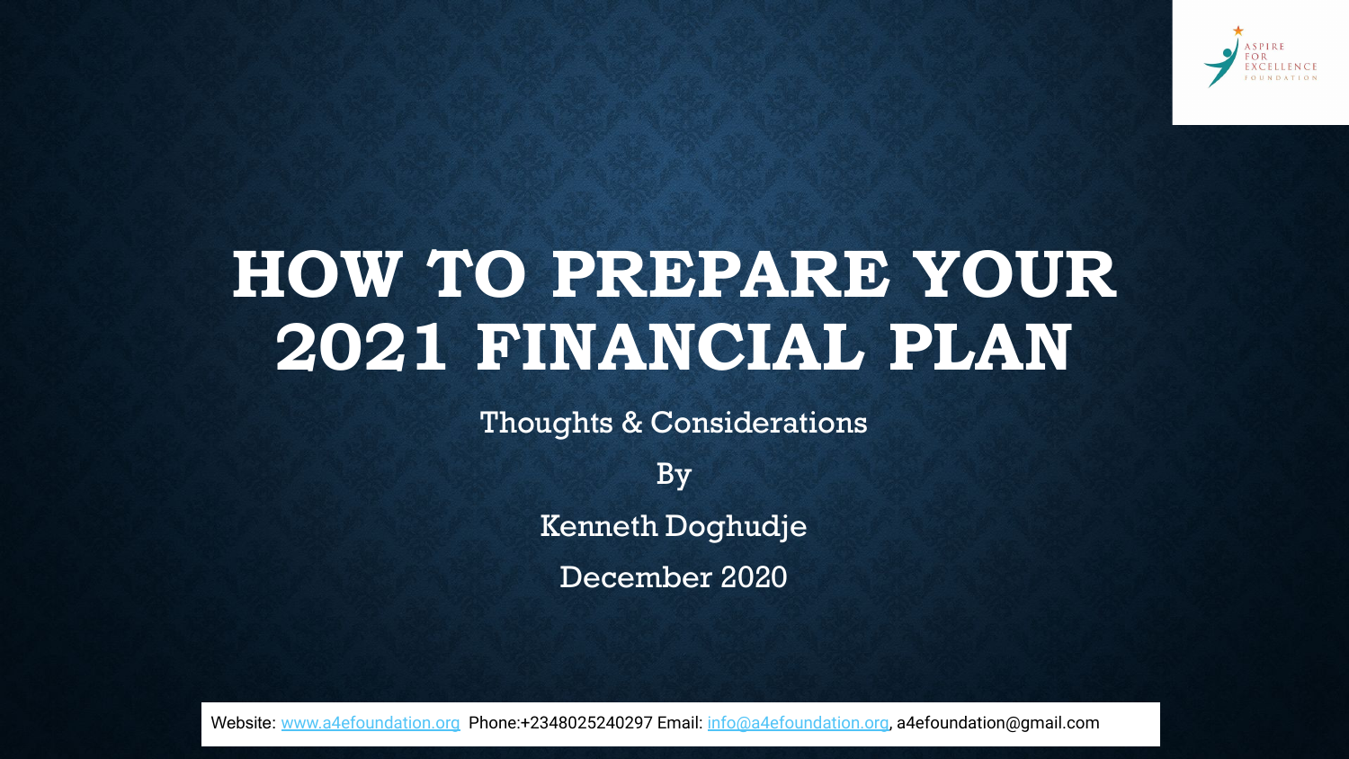# HOW TO PREPARE YOUR 2021 FINANCIAL PLAN

Thoughts & Considerations

By

Kenneth Doghudje

December 2020

Website: www.a4efoundation.org Phone:+2348025240297 Email: info@a4efoundation.org, a4efoundation@gmail.com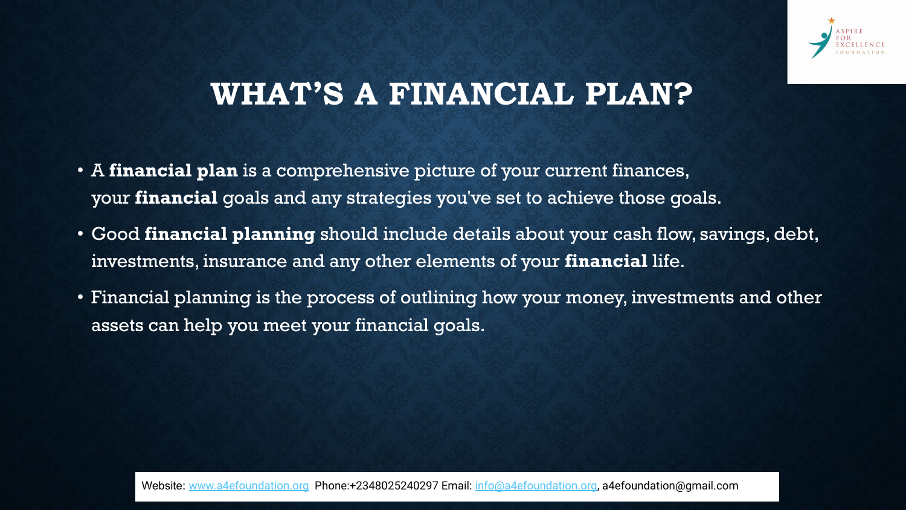# WHAT'S A FINANCIAL PLAN?

- A **financial plan** is a comprehensive picture of your current finances, your **financial** goals and any strategies you've set to achieve those goals.
- Good **financial planning** should include details about your cash flow, savings, debt, investments, insurance and any other elements of your **financial** life.
- Financial planning is the process of outlining how your money, investments and other assets can help you meet your financial goals.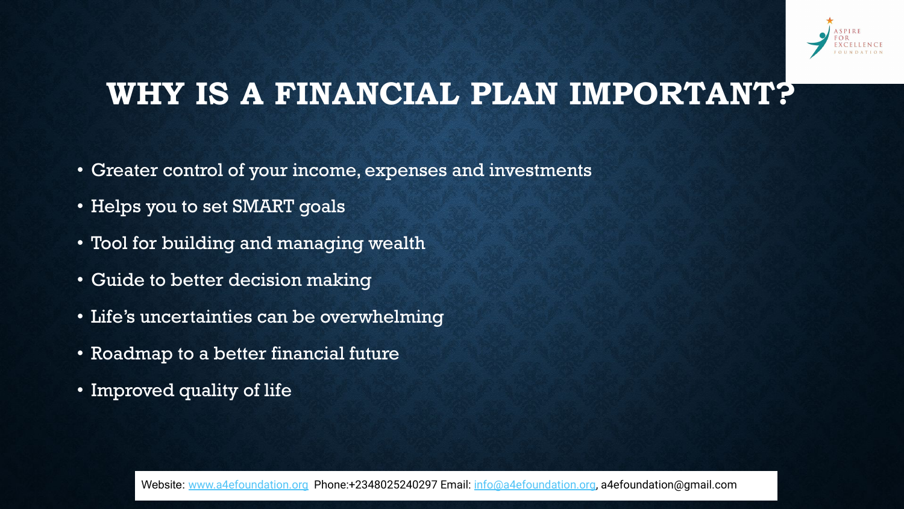# WHY IS A FINANCIAL PLAN IMPORTANT?

- Greater control of your income, expenses and investments
- Helps you to set SMART goals
- Tool for building and managing wealth
- Guide to better decision making
- Life's uncertainties can be overwhelming
- Roadmap to a better financial future
- Improved quality of life

Website: www.a4efoundation.org Phone:+2348025240297 Email: info@a4efoundation.org, a4efoundation@gmail.com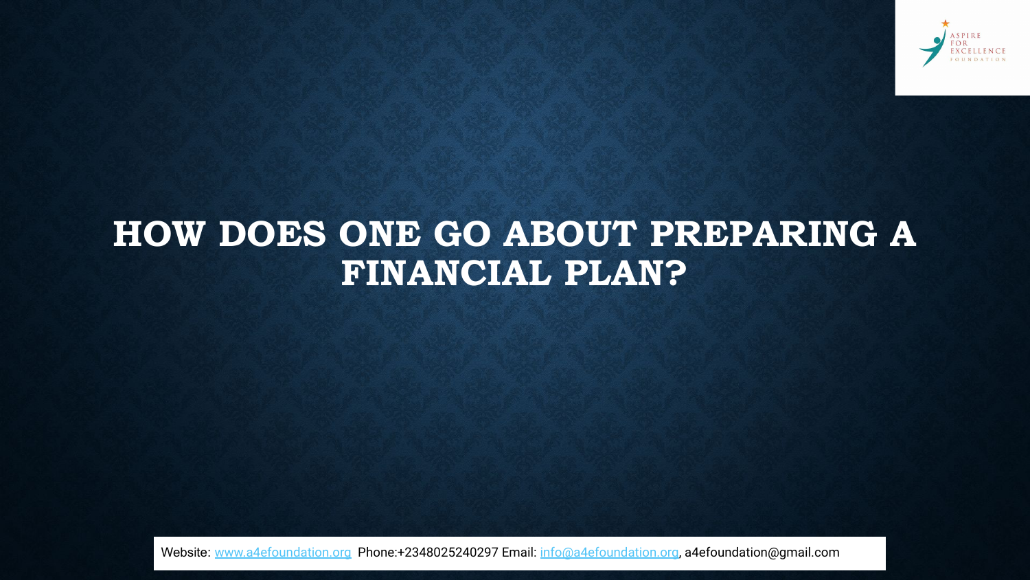# HOW DOES ONE GO ABOUT PREPARING A FINANCIAL PLAN?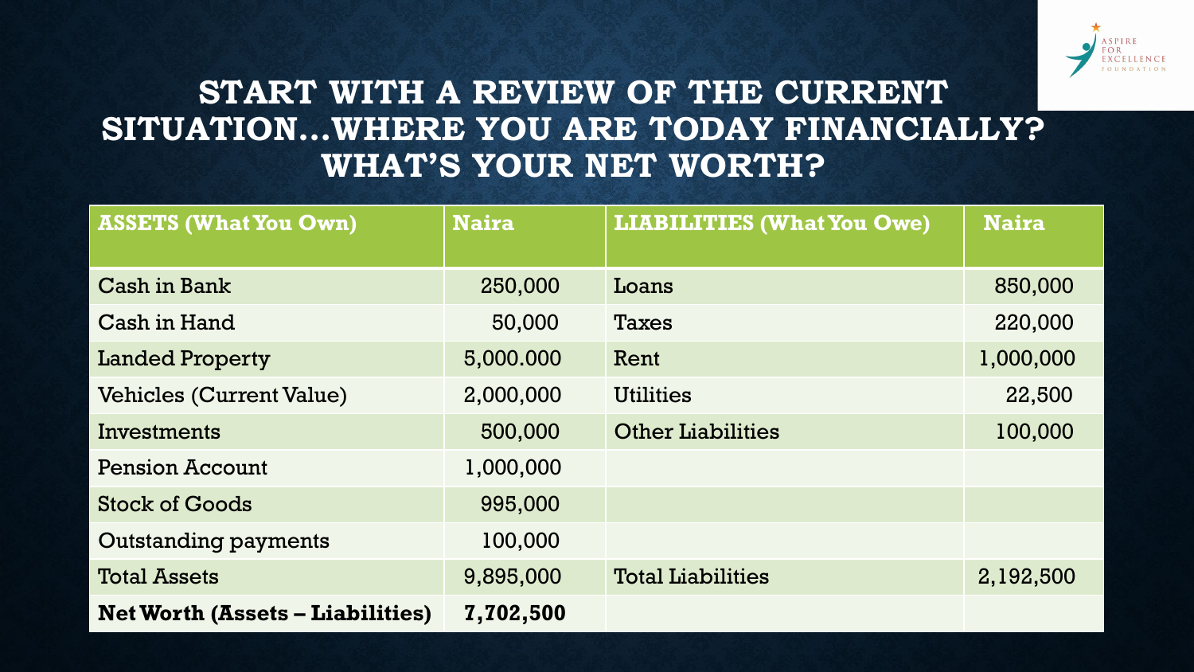# START WITH A REVIEW OF THE CURRENT SITUATION...WHERE YOU ARE TODAY FINANCIALLY? WHAT'S YOUR NET WORTH?

| ASSETS (What You Own) | Naira | LIABILITIES (What You Owe) | Naira |
|---|---|---|---|
| Cash in Bank | 250,000 | Loans | 850,000 |
| Cash in Hand | 50,000 | Taxes | 220,000 |
| Landed Property | 5,000.000 | Rent | 1,000,000 |
| Vehicles (Current Value) | 2,000,000 | Utilities | 22,500 |
| Investments | 500,000 | Other Liabilities | 100,000 |
| Pension Account | 1,000,000 | | |
| Stock of Goods | 995,000 | | |
| Outstanding payments | 100,000 | | |
| Total Assets | 9,895,000 | Total Liabilities | 2,192,500 |
| **Net Worth (Assets – Liabilities)** | **7,702,500** | | |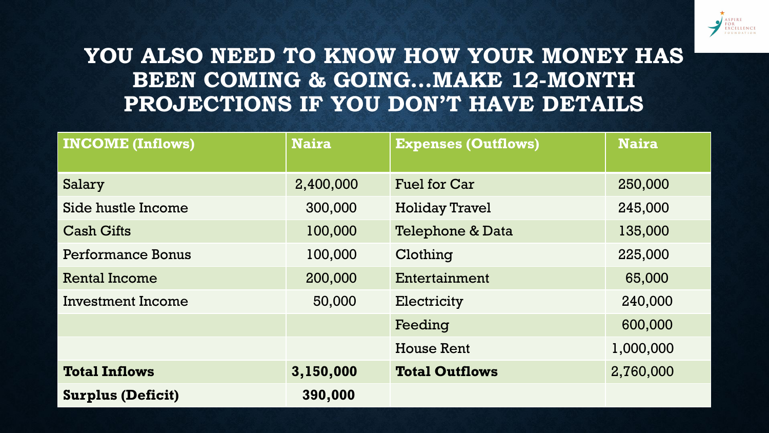# YOU ALSO NEED TO KNOW HOW YOUR MONEY HAS BEEN COMING & GOING…MAKE 12-MONTH PROJECTIONS IF YOU DON'T HAVE DETAILS

| **INCOME (Inflows)** | **Naira** | **Expenses (Outflows)** | **Naira** |
|---|---|---|---|
| Salary | 2,400,000 | Fuel for Car | 250,000 |
| Side hustle Income | 300,000 | Holiday Travel | 245,000 |
| Cash Gifts | 100,000 | Telephone & Data | 135,000 |
| Performance Bonus | 100,000 | Clothing | 225,000 |
| Rental Income | 200,000 | Entertainment | 65,000 |
| Investment Income | 50,000 | Electricity | 240,000 |
| | | Feeding | 600,000 |
| | | House Rent | 1,000,000 |
| **Total Inflows** | **3,150,000** | **Total Outflows** | 2,760,000 |
| **Surplus (Deficit)** | **390,000** | | |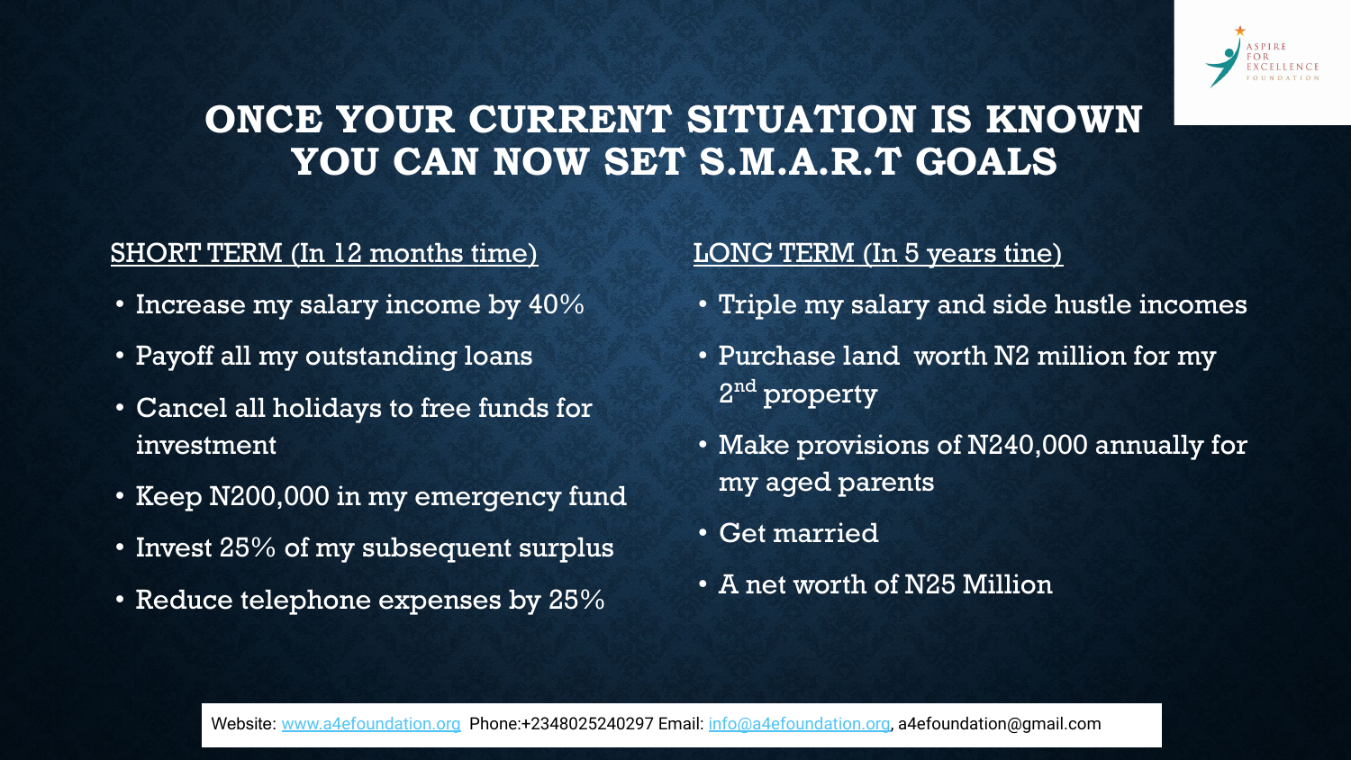# ONCE YOUR CURRENT SITUATION IS KNOWN YOU CAN NOW SET S.M.A.R.T GOALS

SHORT TERM (In 12 months time)

- Increase my salary income by 40%
- Payoff all my outstanding loans
- Cancel all holidays to free funds for investment
- Keep N200,000 in my emergency fund
- Invest 25% of my subsequent surplus
- Reduce telephone expenses by 25%

LONG TERM (In 5 years tine)

- Triple my salary and side hustle incomes
- Purchase land worth N2 million for my 2nd property
- Make provisions of N240,000 annually for my aged parents
- Get married
- A net worth of N25 Million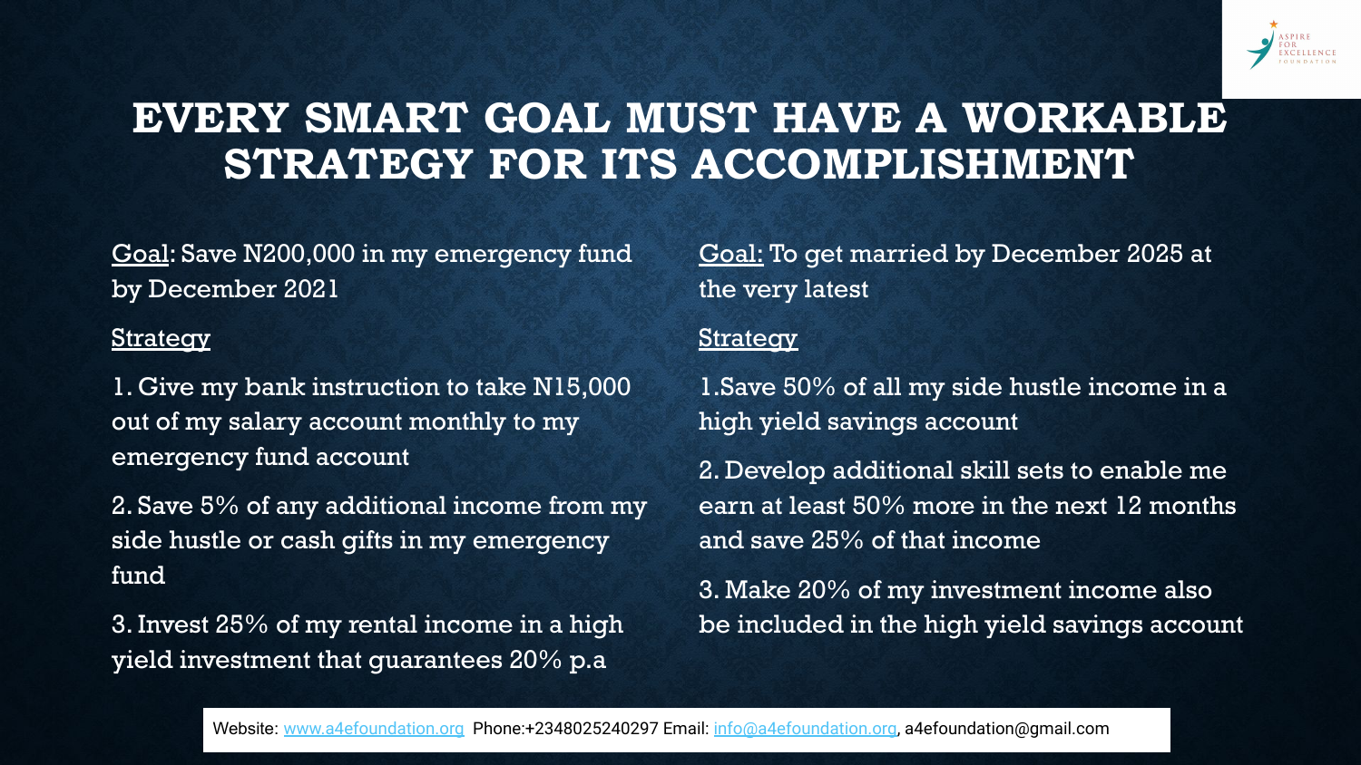# EVERY SMART GOAL MUST HAVE A WORKABLE STRATEGY FOR ITS ACCOMPLISHMENT

Goal: Save N200,000 in my emergency fund by December 2021

Strategy

1. Give my bank instruction to take N15,000 out of my salary account monthly to my emergency fund account
2. Save 5% of any additional income from my side hustle or cash gifts in my emergency fund
3. Invest 25% of my rental income in a high yield investment that guarantees 20% p.a

Goal: To get married by December 2025 at the very latest

Strategy

1. Save 50% of all my side hustle income in a high yield savings account
2. Develop additional skill sets to enable me earn at least 50% more in the next 12 months and save 25% of that income
3. Make 20% of my investment income also be included in the high yield savings account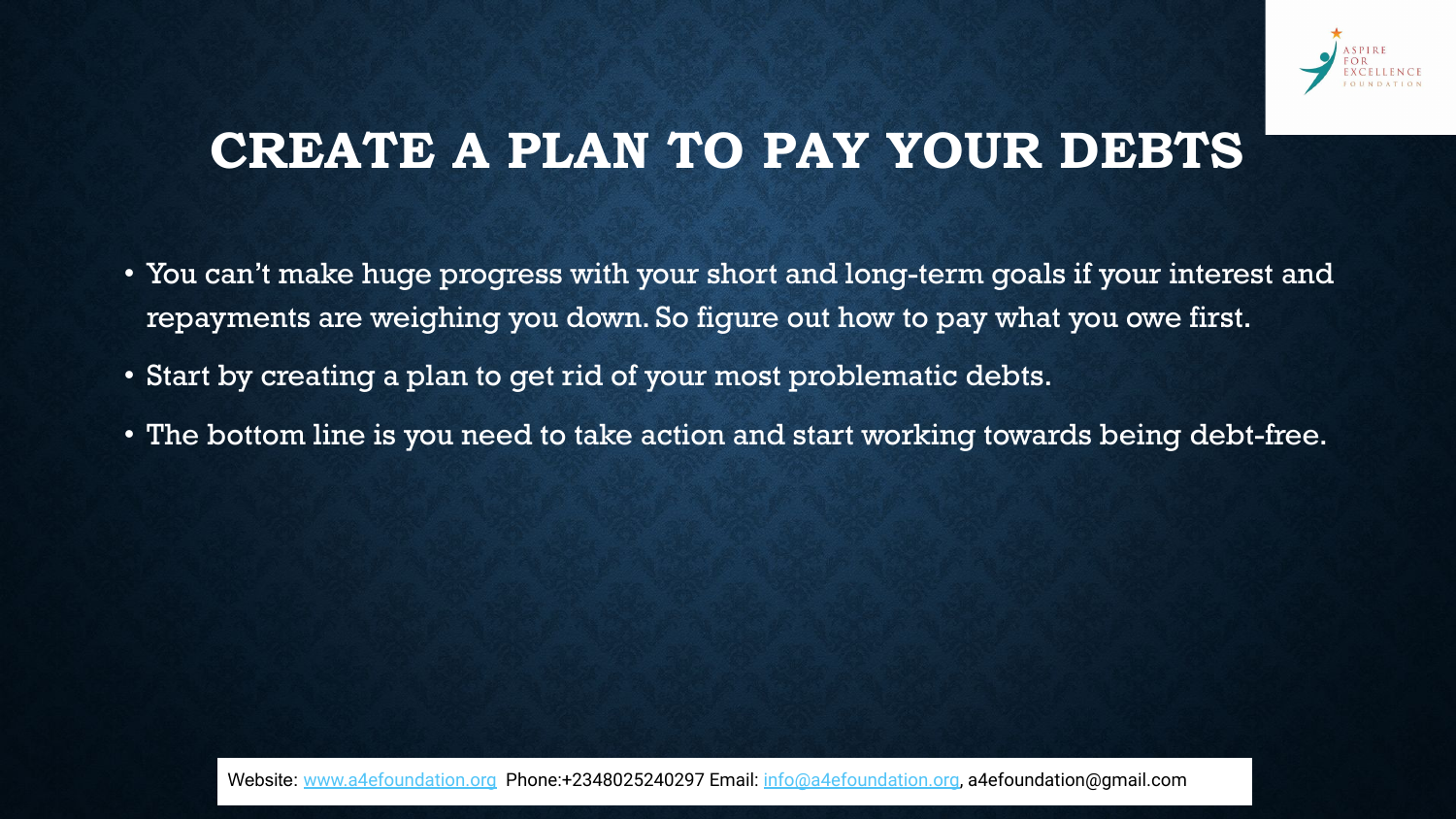# CREATE A PLAN TO PAY YOUR DEBTS

- You can't make huge progress with your short and long-term goals if your interest and repayments are weighing you down. So figure out how to pay what you owe first.
- Start by creating a plan to get rid of your most problematic debts.
- The bottom line is you need to take action and start working towards being debt-free.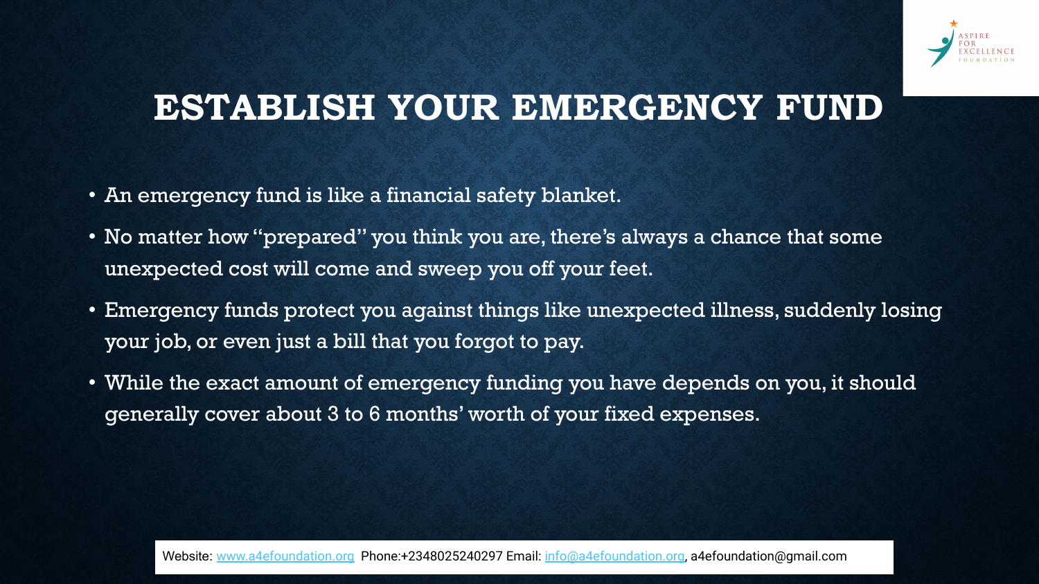# ESTABLISH YOUR EMERGENCY FUND

- An emergency fund is like a financial safety blanket.
- No matter how "prepared" you think you are, there's always a chance that some unexpected cost will come and sweep you off your feet.
- Emergency funds protect you against things like unexpected illness, suddenly losing your job, or even just a bill that you forgot to pay.
- While the exact amount of emergency funding you have depends on you, it should generally cover about 3 to 6 months' worth of your fixed expenses.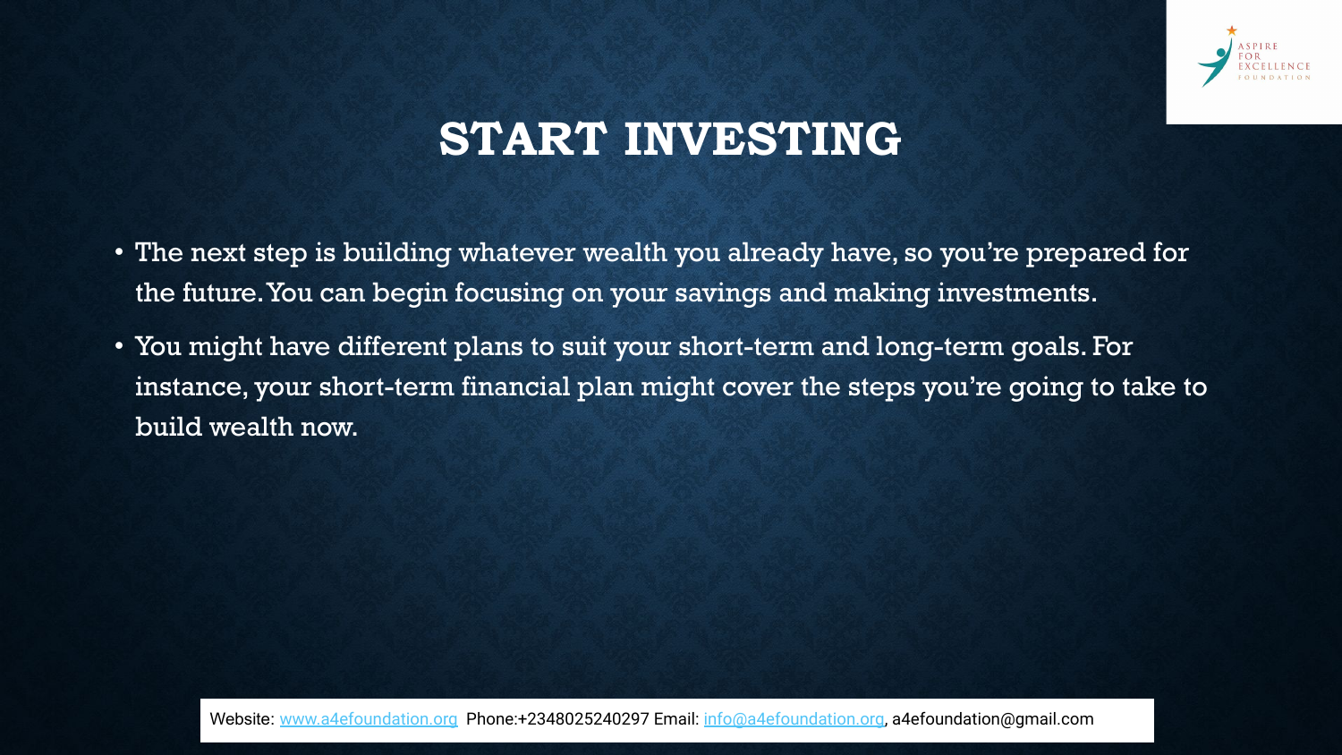# START INVESTING

- The next step is building whatever wealth you already have, so you're prepared for the future. You can begin focusing on your savings and making investments.
- You might have different plans to suit your short-term and long-term goals. For instance, your short-term financial plan might cover the steps you're going to take to build wealth now.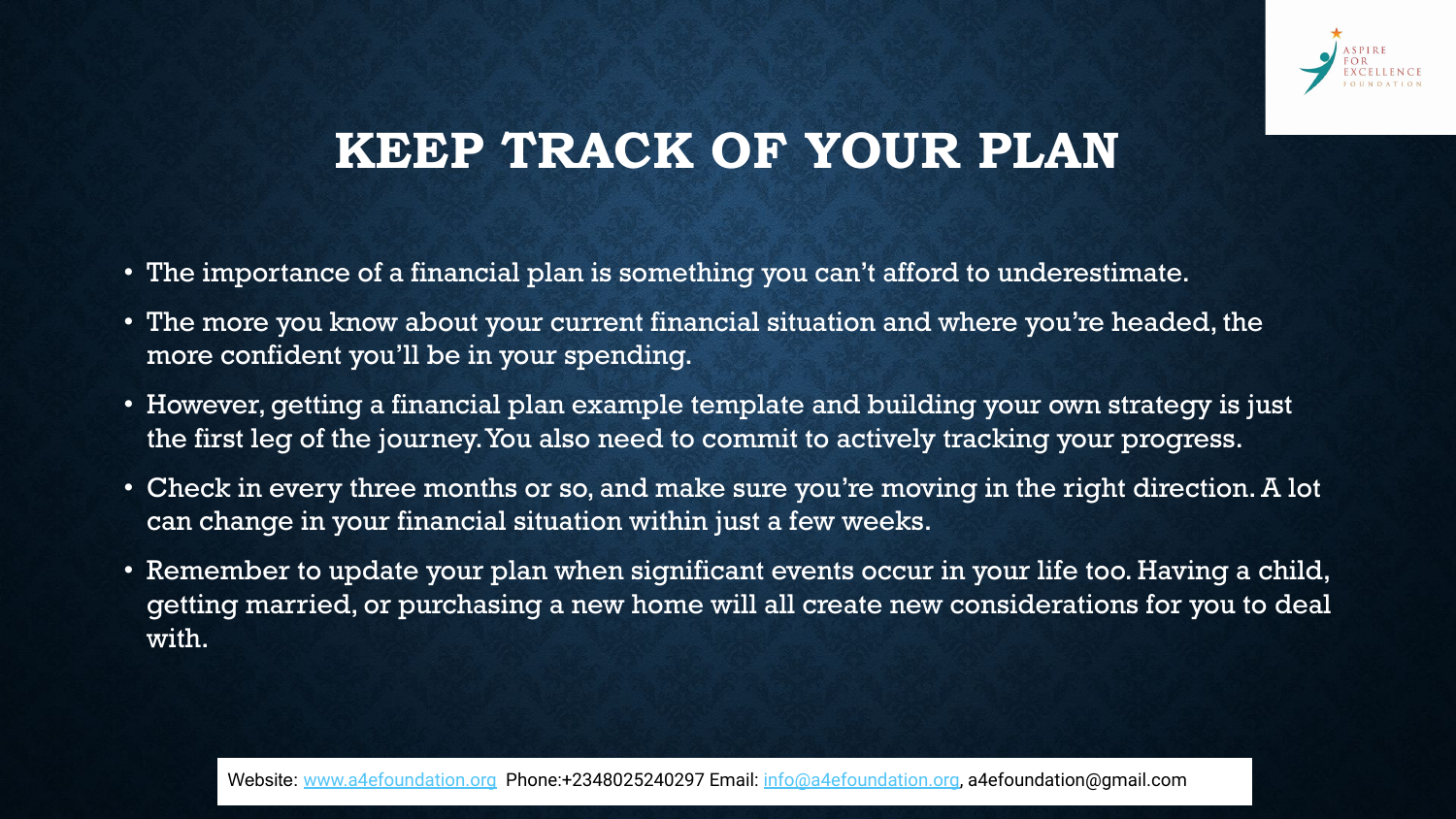# KEEP TRACK OF YOUR PLAN

- The importance of a financial plan is something you can't afford to underestimate.
- The more you know about your current financial situation and where you're headed, the more confident you'll be in your spending.
- However, getting a financial plan example template and building your own strategy is just the first leg of the journey. You also need to commit to actively tracking your progress.
- Check in every three months or so, and make sure you're moving in the right direction. A lot can change in your financial situation within just a few weeks.
- Remember to update your plan when significant events occur in your life too. Having a child, getting married, or purchasing a new home will all create new considerations for you to deal with.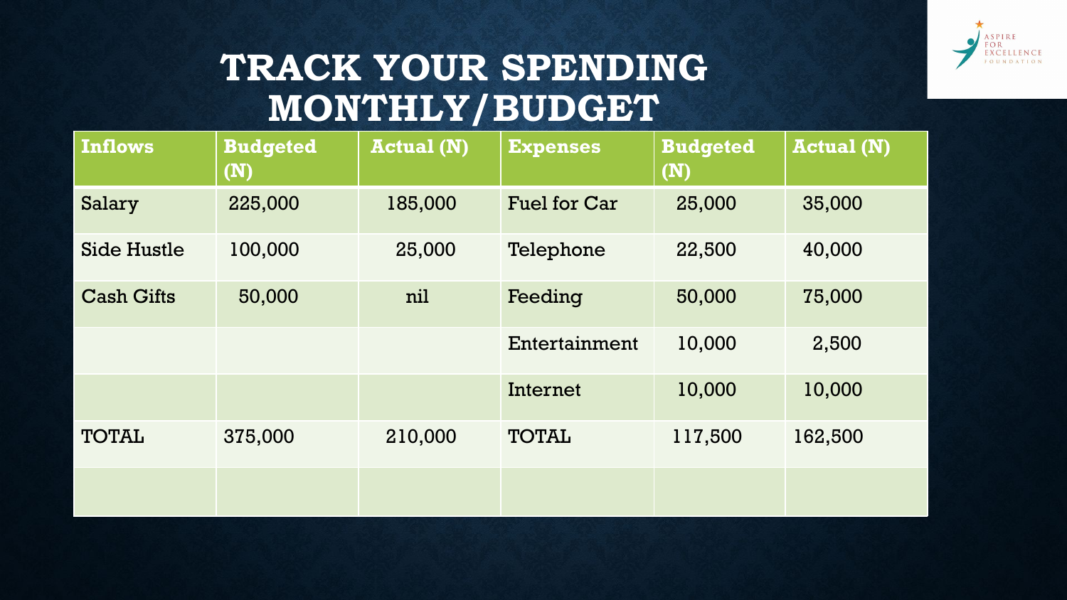# TRACK YOUR SPENDING MONTHLY/BUDGET

| Inflows | Budgeted (N) | Actual (N) | Expenses | Budgeted (N) | Actual (N) |
|---|---|---|---|---|---|
| Salary | 225,000 | 185,000 | Fuel for Car | 25,000 | 35,000 |
| Side Hustle | 100,000 | 25,000 | Telephone | 22,500 | 40,000 |
| Cash Gifts | 50,000 | nil | Feeding | 50,000 | 75,000 |
| | | | Entertainment | 10,000 | 2,500 |
| | | | Internet | 10,000 | 10,000 |
| TOTAL | 375,000 | 210,000 | TOTAL | 117,500 | 162,500 |
| | | | | | |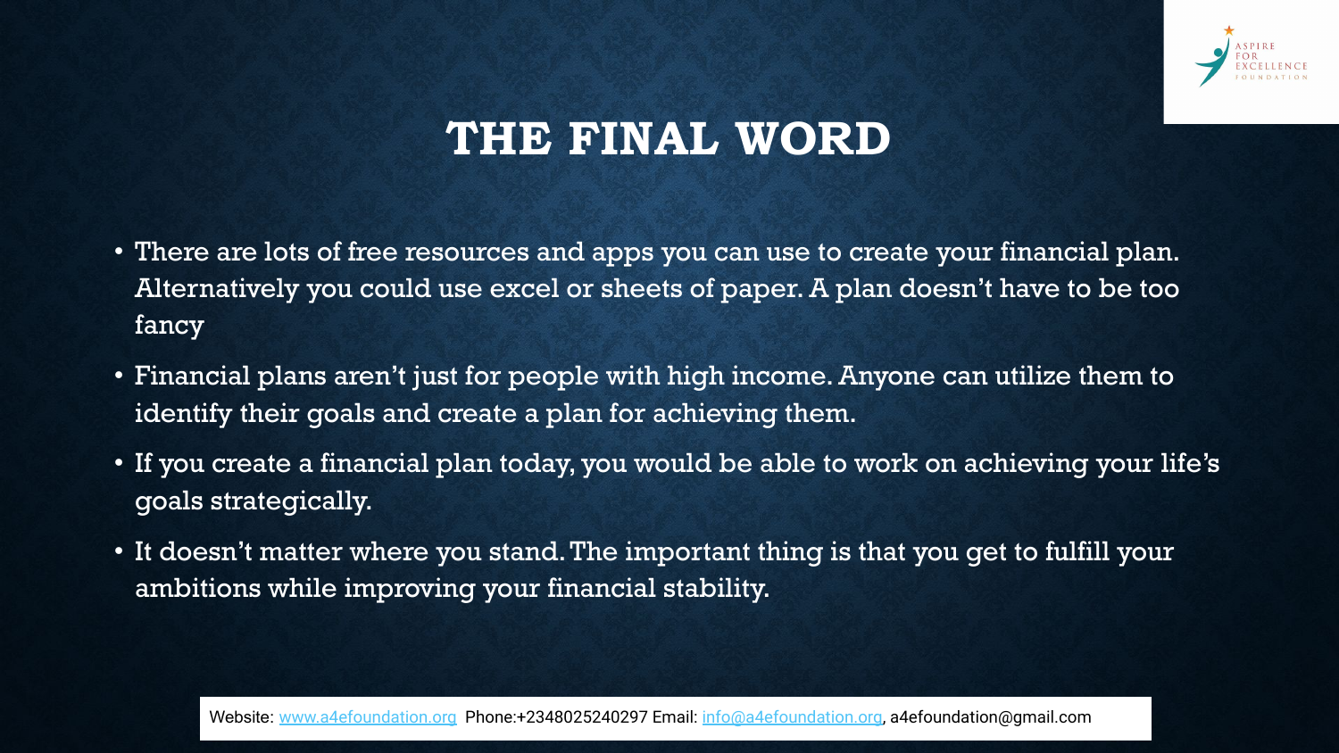# THE FINAL WORD

- There are lots of free resources and apps you can use to create your financial plan. Alternatively you could use excel or sheets of paper. A plan doesn't have to be too fancy
- Financial plans aren't just for people with high income. Anyone can utilize them to identify their goals and create a plan for achieving them.
- If you create a financial plan today, you would be able to work on achieving your life's goals strategically.
- It doesn't matter where you stand. The important thing is that you get to fulfill your ambitions while improving your financial stability.

Website: www.a4efoundation.org Phone:+2348025240297 Email: info@a4efoundation.org, a4efoundation@gmail.com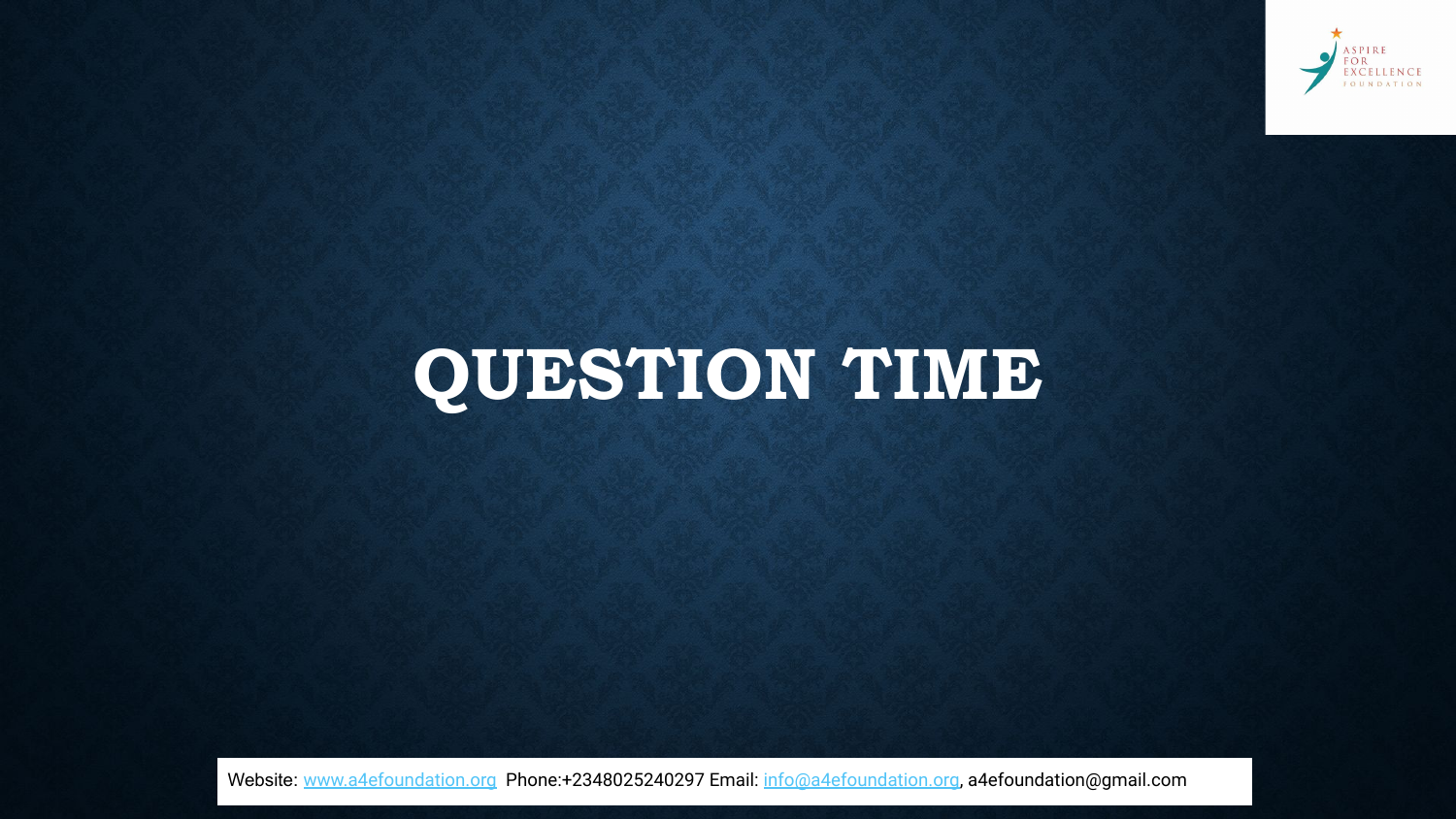# QUESTION TIME

Website: www.a4efoundation.org Phone:+2348025240297 Email: info@a4efoundation.org, a4efoundation@gmail.com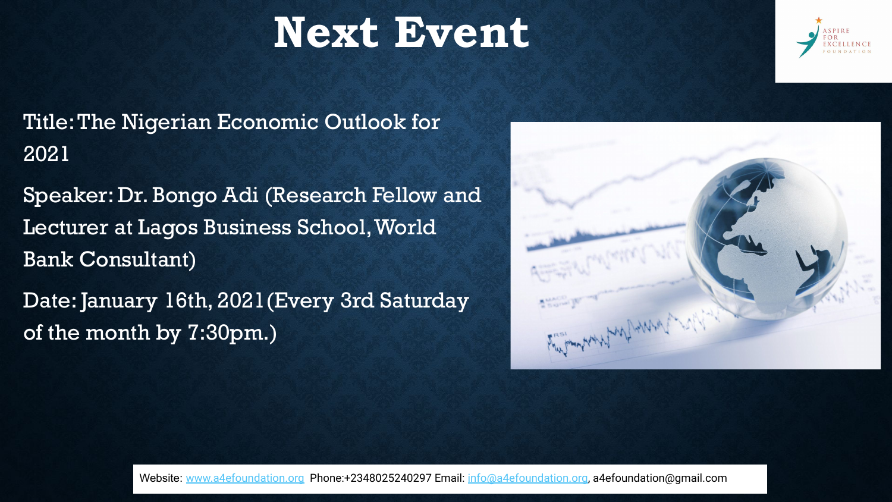# Next Event

ASPIRE FOR EXCELLENCE FOUNDATION

Title: The Nigerian Economic Outlook for 2021

Speaker: Dr. Bongo Adi (Research Fellow and Lecturer at Lagos Business School, World Bank Consultant)

Date: January 16th, 2021 (Every 3rd Saturday of the month by 7:30pm.)

Website: www.a4efoundation.org Phone:+2348025240297 Email: info@a4efoundation.org, a4efoundation@gmail.com